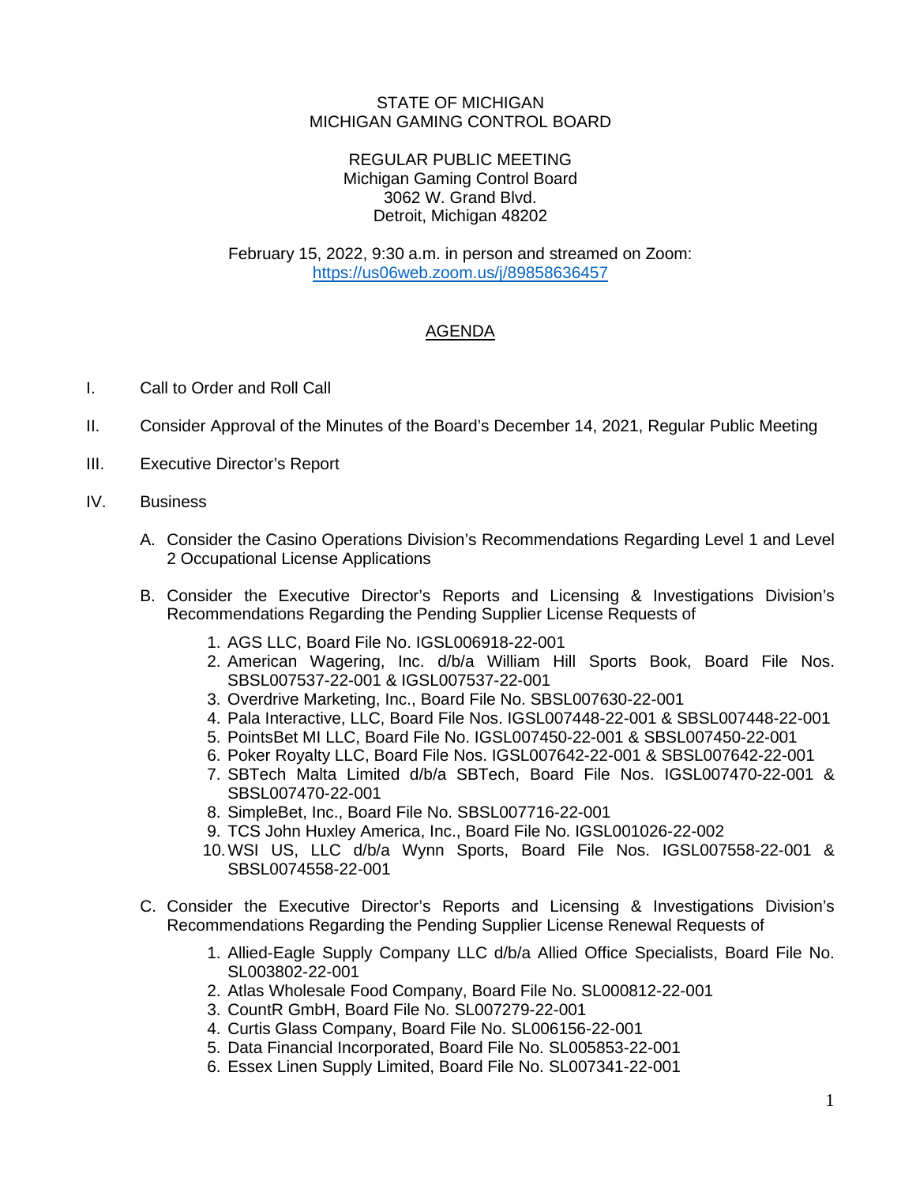STATE OF MICHIGAN
MICHIGAN GAMING CONTROL BOARD

REGULAR PUBLIC MEETING
Michigan Gaming Control Board
3062 W. Grand Blvd.
Detroit, Michigan 48202

February 15, 2022, 9:30 a.m. in person and streamed on Zoom:
https://us06web.zoom.us/j/89858636457

## AGENDA

I. Call to Order and Roll Call

II. Consider Approval of the Minutes of the Board's December 14, 2021, Regular Public Meeting

III. Executive Director's Report

IV. Business

A. Consider the Casino Operations Division's Recommendations Regarding Level 1 and Level 2 Occupational License Applications

B. Consider the Executive Director's Reports and Licensing & Investigations Division's Recommendations Regarding the Pending Supplier License Requests of

1. AGS LLC, Board File No. IGSL006918-22-001
2. American Wagering, Inc. d/b/a William Hill Sports Book, Board File Nos. SBSL007537-22-001 & IGSL007537-22-001
3. Overdrive Marketing, Inc., Board File No. SBSL007630-22-001
4. Pala Interactive, LLC, Board File Nos. IGSL007448-22-001 & SBSL007448-22-001
5. PointsBet MI LLC, Board File No. IGSL007450-22-001 & SBSL007450-22-001
6. Poker Royalty LLC, Board File Nos. IGSL007642-22-001 & SBSL007642-22-001
7. SBTech Malta Limited d/b/a SBTech, Board File Nos. IGSL007470-22-001 & SBSL007470-22-001
8. SimpleBet, Inc., Board File No. SBSL007716-22-001
9. TCS John Huxley America, Inc., Board File No. IGSL001026-22-002
10. WSI US, LLC d/b/a Wynn Sports, Board File Nos. IGSL007558-22-001 & SBSL0074558-22-001

C. Consider the Executive Director's Reports and Licensing & Investigations Division's Recommendations Regarding the Pending Supplier License Renewal Requests of

1. Allied-Eagle Supply Company LLC d/b/a Allied Office Specialists, Board File No. SL003802-22-001
2. Atlas Wholesale Food Company, Board File No. SL000812-22-001
3. CountR GmbH, Board File No. SL007279-22-001
4. Curtis Glass Company, Board File No. SL006156-22-001
5. Data Financial Incorporated, Board File No. SL005853-22-001
6. Essex Linen Supply Limited, Board File No. SL007341-22-001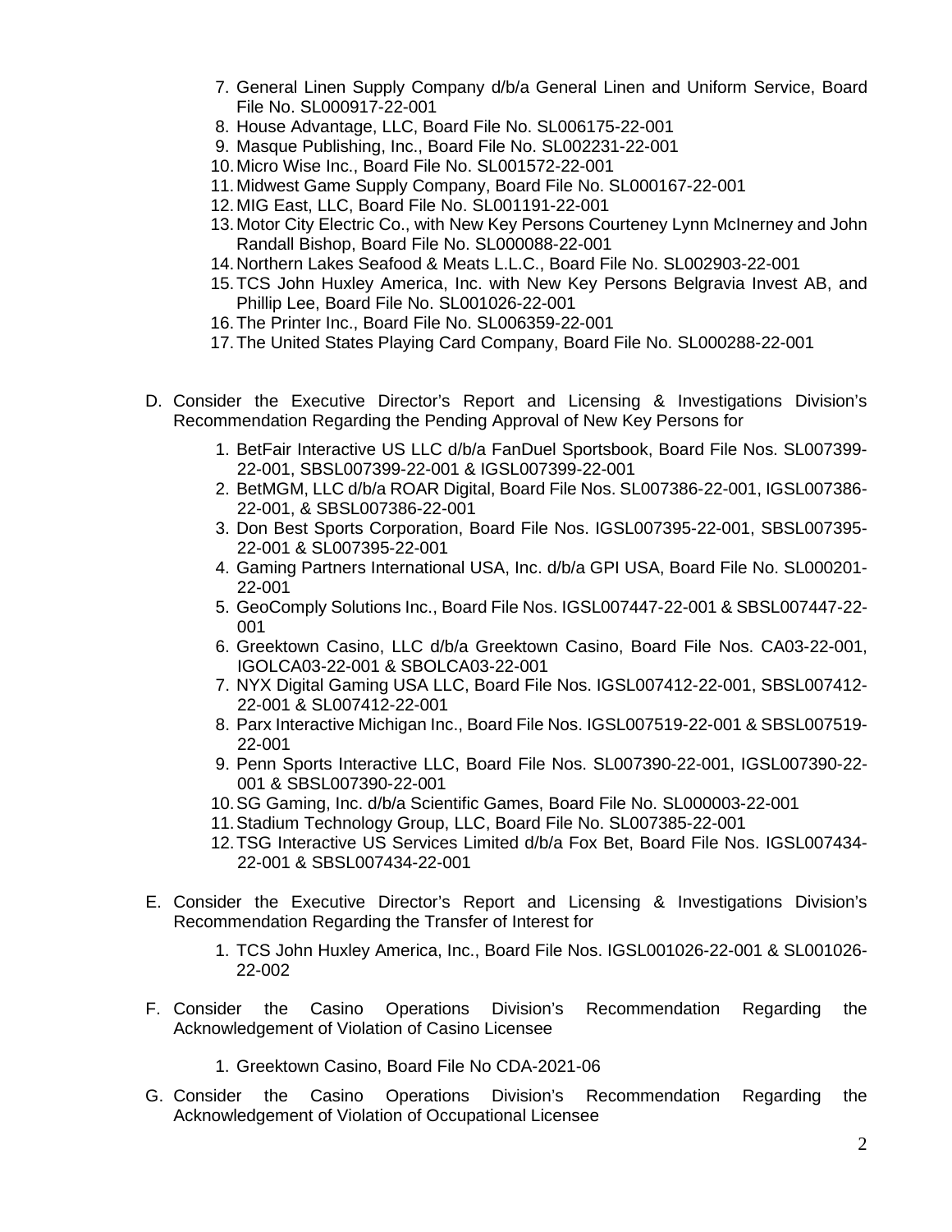7. General Linen Supply Company d/b/a General Linen and Uniform Service, Board File No. SL000917-22-001
8. House Advantage, LLC, Board File No. SL006175-22-001
9. Masque Publishing, Inc., Board File No. SL002231-22-001
10. Micro Wise Inc., Board File No. SL001572-22-001
11. Midwest Game Supply Company, Board File No. SL000167-22-001
12. MIG East, LLC, Board File No. SL001191-22-001
13. Motor City Electric Co., with New Key Persons Courteney Lynn McInerney and John Randall Bishop, Board File No. SL000088-22-001
14. Northern Lakes Seafood & Meats L.L.C., Board File No. SL002903-22-001
15. TCS John Huxley America, Inc. with New Key Persons Belgravia Invest AB, and Phillip Lee, Board File No. SL001026-22-001
16. The Printer Inc., Board File No. SL006359-22-001
17. The United States Playing Card Company, Board File No. SL000288-22-001

D. Consider the Executive Director's Report and Licensing & Investigations Division's Recommendation Regarding the Pending Approval of New Key Persons for

1. BetFair Interactive US LLC d/b/a FanDuel Sportsbook, Board File Nos. SL007399-22-001, SBSL007399-22-001 & IGSL007399-22-001
2. BetMGM, LLC d/b/a ROAR Digital, Board File Nos. SL007386-22-001, IGSL007386-22-001, & SBSL007386-22-001
3. Don Best Sports Corporation, Board File Nos. IGSL007395-22-001, SBSL007395-22-001 & SL007395-22-001
4. Gaming Partners International USA, Inc. d/b/a GPI USA, Board File No. SL000201-22-001
5. GeoComply Solutions Inc., Board File Nos. IGSL007447-22-001 & SBSL007447-22-001
6. Greektown Casino, LLC d/b/a Greektown Casino, Board File Nos. CA03-22-001, IGOLCA03-22-001 & SBOLCA03-22-001
7. NYX Digital Gaming USA LLC, Board File Nos. IGSL007412-22-001, SBSL007412-22-001 & SL007412-22-001
8. Parx Interactive Michigan Inc., Board File Nos. IGSL007519-22-001 & SBSL007519-22-001
9. Penn Sports Interactive LLC, Board File Nos. SL007390-22-001, IGSL007390-22-001 & SBSL007390-22-001
10. SG Gaming, Inc. d/b/a Scientific Games, Board File No. SL000003-22-001
11. Stadium Technology Group, LLC, Board File No. SL007385-22-001
12. TSG Interactive US Services Limited d/b/a Fox Bet, Board File Nos. IGSL007434-22-001 & SBSL007434-22-001

E. Consider the Executive Director's Report and Licensing & Investigations Division's Recommendation Regarding the Transfer of Interest for

1. TCS John Huxley America, Inc., Board File Nos. IGSL001026-22-001 & SL001026-22-002

F. Consider the Casino Operations Division's Recommendation Regarding the Acknowledgement of Violation of Casino Licensee

1. Greektown Casino, Board File No CDA-2021-06

G. Consider the Casino Operations Division's Recommendation Regarding the Acknowledgement of Violation of Occupational Licensee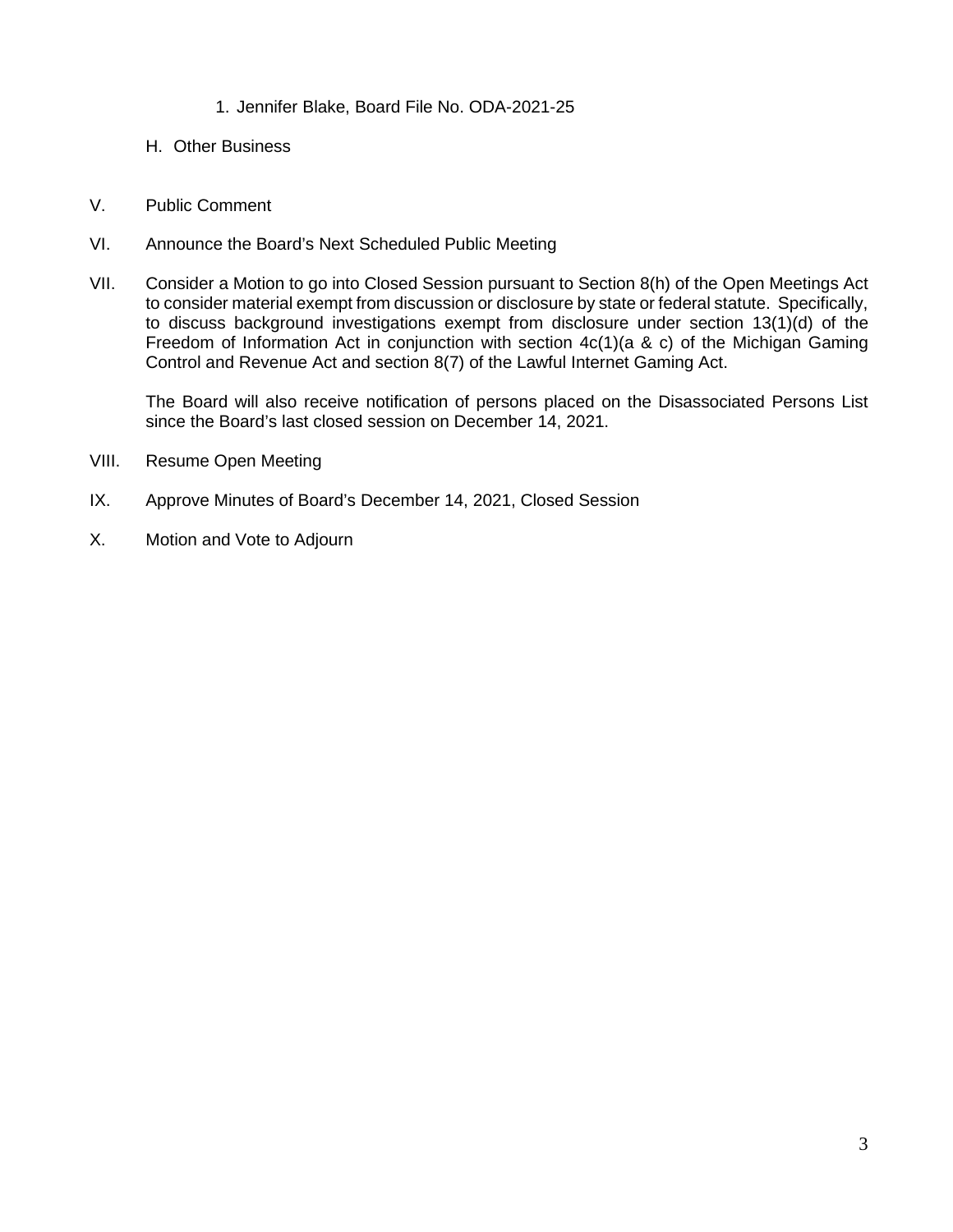1. Jennifer Blake, Board File No. ODA-2021-25

H. Other Business

V. Public Comment

VI. Announce the Board's Next Scheduled Public Meeting

VII. Consider a Motion to go into Closed Session pursuant to Section 8(h) of the Open Meetings Act to consider material exempt from discussion or disclosure by state or federal statute. Specifically, to discuss background investigations exempt from disclosure under section 13(1)(d) of the Freedom of Information Act in conjunction with section 4c(1)(a & c) of the Michigan Gaming Control and Revenue Act and section 8(7) of the Lawful Internet Gaming Act.

The Board will also receive notification of persons placed on the Disassociated Persons List since the Board's last closed session on December 14, 2021.

VIII. Resume Open Meeting

IX. Approve Minutes of Board's December 14, 2021, Closed Session

X. Motion and Vote to Adjourn